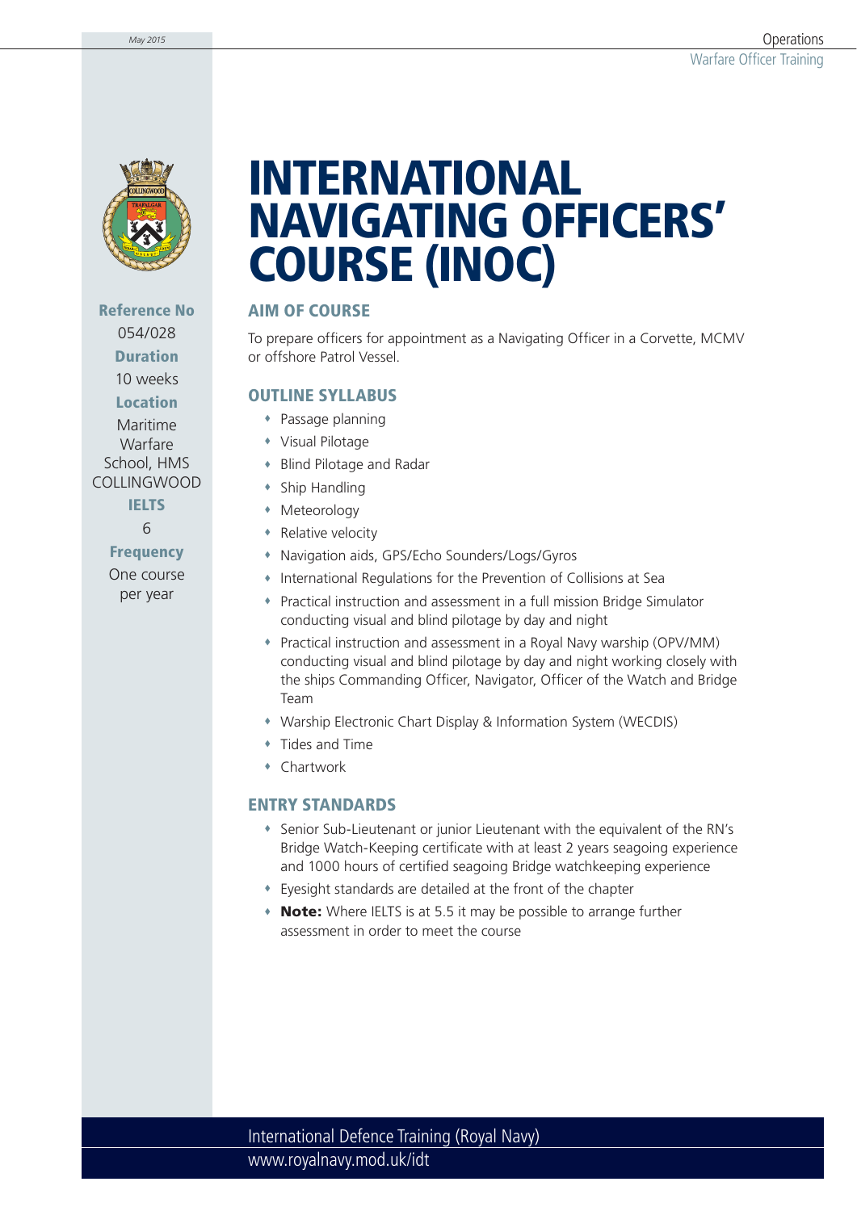# INTERNATIONAL NAVIGATING OFFICERS' COURSE (INOC)

**Reference No**
054/028

**Duration**
10 weeks

**Location**
Maritime Warfare School, HMS COLLINGWOOD

**IELTS**
6

**Frequency**
One course per year

## AIM OF COURSE

To prepare officers for appointment as a Navigating Officer in a Corvette, MCMV or offshore Patrol Vessel.

## OUTLINE SYLLABUS

- Passage planning
- Visual Pilotage
- Blind Pilotage and Radar
- Ship Handling
- Meteorology
- Relative velocity
- Navigation aids, GPS/Echo Sounders/Logs/Gyros
- International Regulations for the Prevention of Collisions at Sea
- Practical instruction and assessment in a full mission Bridge Simulator conducting visual and blind pilotage by day and night
- Practical instruction and assessment in a Royal Navy warship (OPV/MM) conducting visual and blind pilotage by day and night working closely with the ships Commanding Officer, Navigator, Officer of the Watch and Bridge Team
- Warship Electronic Chart Display & Information System (WECDIS)
- Tides and Time
- Chartwork

## ENTRY STANDARDS

- Senior Sub-Lieutenant or junior Lieutenant with the equivalent of the RN's Bridge Watch-Keeping certificate with at least 2 years seagoing experience and 1000 hours of certified seagoing Bridge watchkeeping experience
- Eyesight standards are detailed at the front of the chapter
- **Note:** Where IELTS is at 5.5 it may be possible to arrange further assessment in order to meet the course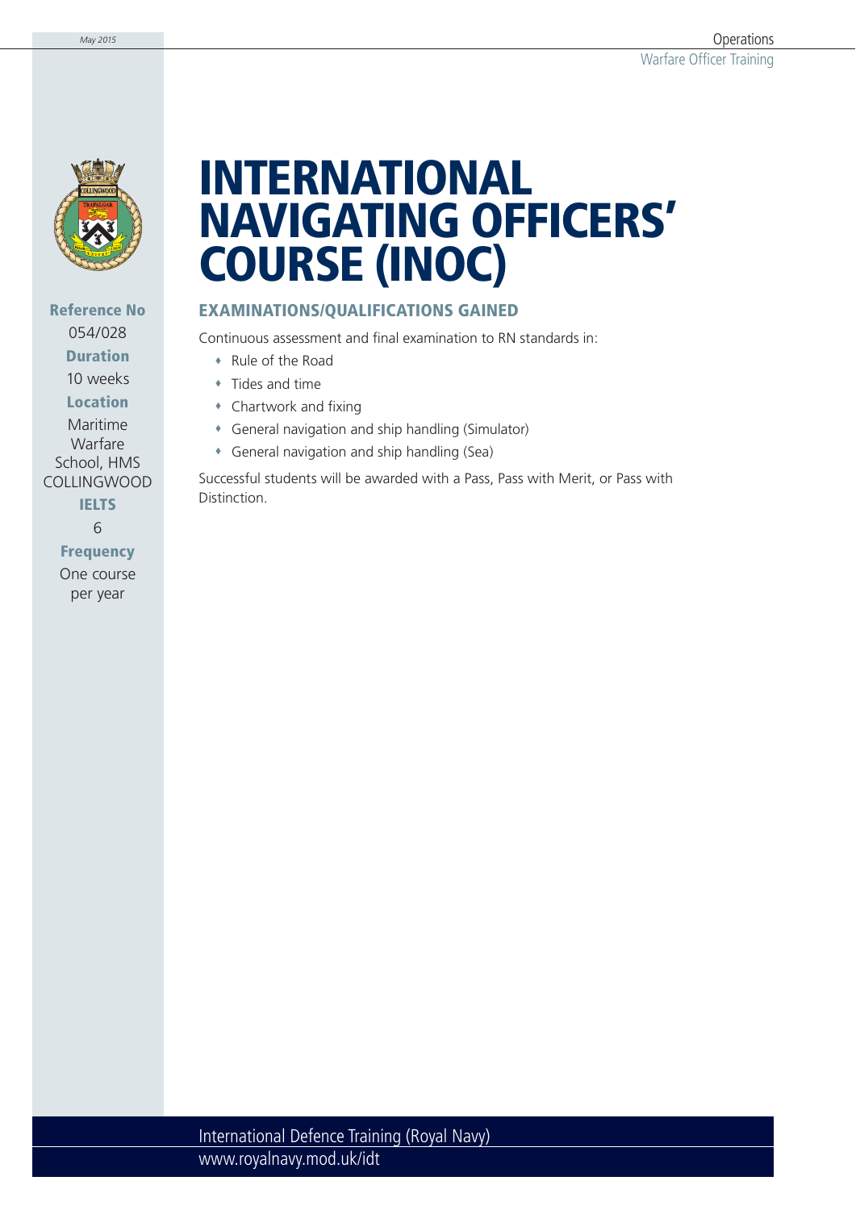# INTERNATIONAL NAVIGATING OFFICERS' COURSE (INOC)

**Reference No**
054/028

**Duration**
10 weeks

**Location**
Maritime Warfare School, HMS COLLINGWOOD

**IELTS**
6

**Frequency**
One course per year

## EXAMINATIONS/QUALIFICATIONS GAINED

Continuous assessment and final examination to RN standards in:

- Rule of the Road
- Tides and time
- Chartwork and fixing
- General navigation and ship handling (Simulator)
- General navigation and ship handling (Sea)

Successful students will be awarded with a Pass, Pass with Merit, or Pass with Distinction.